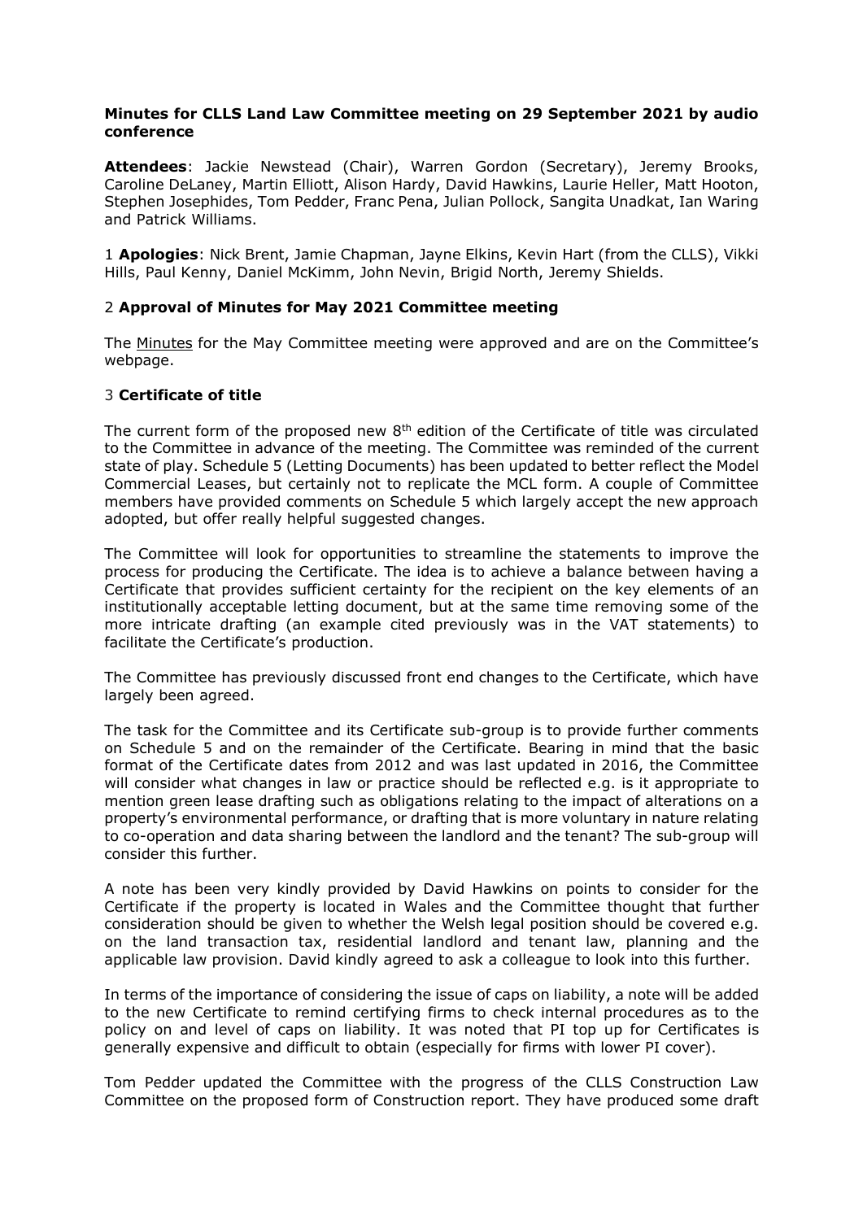**Minutes for CLLS Land Law Committee meeting on 29 September 2021 by audio conference**

**Attendees**: Jackie Newstead (Chair), Warren Gordon (Secretary), Jeremy Brooks, Caroline DeLaney, Martin Elliott, Alison Hardy, David Hawkins, Laurie Heller, Matt Hooton, Stephen Josephides, Tom Pedder, Franc Pena, Julian Pollock, Sangita Unadkat, Ian Waring and Patrick Williams.

1 **Apologies**: Nick Brent, Jamie Chapman, Jayne Elkins, Kevin Hart (from the CLLS), Vikki Hills, Paul Kenny, Daniel McKimm, John Nevin, Brigid North, Jeremy Shields.

2 **Approval of Minutes for May 2021 Committee meeting**

The Minutes for the May Committee meeting were approved and are on the Committee's webpage.

3 **Certificate of title**

The current form of the proposed new 8th edition of the Certificate of title was circulated to the Committee in advance of the meeting. The Committee was reminded of the current state of play. Schedule 5 (Letting Documents) has been updated to better reflect the Model Commercial Leases, but certainly not to replicate the MCL form. A couple of Committee members have provided comments on Schedule 5 which largely accept the new approach adopted, but offer really helpful suggested changes.

The Committee will look for opportunities to streamline the statements to improve the process for producing the Certificate. The idea is to achieve a balance between having a Certificate that provides sufficient certainty for the recipient on the key elements of an institutionally acceptable letting document, but at the same time removing some of the more intricate drafting (an example cited previously was in the VAT statements) to facilitate the Certificate's production.

The Committee has previously discussed front end changes to the Certificate, which have largely been agreed.

The task for the Committee and its Certificate sub-group is to provide further comments on Schedule 5 and on the remainder of the Certificate. Bearing in mind that the basic format of the Certificate dates from 2012 and was last updated in 2016, the Committee will consider what changes in law or practice should be reflected e.g. is it appropriate to mention green lease drafting such as obligations relating to the impact of alterations on a property's environmental performance, or drafting that is more voluntary in nature relating to co-operation and data sharing between the landlord and the tenant? The sub-group will consider this further.

A note has been very kindly provided by David Hawkins on points to consider for the Certificate if the property is located in Wales and the Committee thought that further consideration should be given to whether the Welsh legal position should be covered e.g. on the land transaction tax, residential landlord and tenant law, planning and the applicable law provision. David kindly agreed to ask a colleague to look into this further.

In terms of the importance of considering the issue of caps on liability, a note will be added to the new Certificate to remind certifying firms to check internal procedures as to the policy on and level of caps on liability. It was noted that PI top up for Certificates is generally expensive and difficult to obtain (especially for firms with lower PI cover).

Tom Pedder updated the Committee with the progress of the CLLS Construction Law Committee on the proposed form of Construction report. They have produced some draft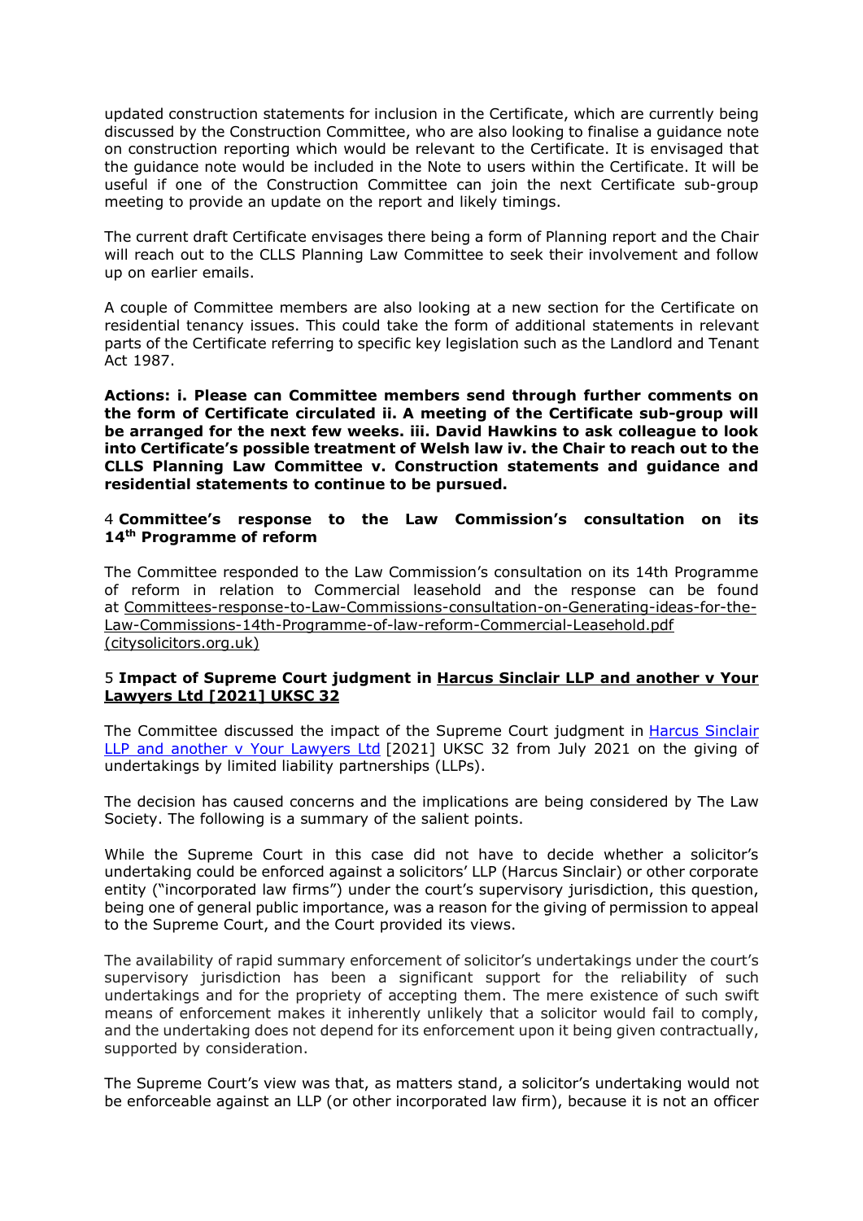updated construction statements for inclusion in the Certificate, which are currently being discussed by the Construction Committee, who are also looking to finalise a guidance note on construction reporting which would be relevant to the Certificate. It is envisaged that the guidance note would be included in the Note to users within the Certificate. It will be useful if one of the Construction Committee can join the next Certificate sub-group meeting to provide an update on the report and likely timings.

The current draft Certificate envisages there being a form of Planning report and the Chair will reach out to the CLLS Planning Law Committee to seek their involvement and follow up on earlier emails.

A couple of Committee members are also looking at a new section for the Certificate on residential tenancy issues. This could take the form of additional statements in relevant parts of the Certificate referring to specific key legislation such as the Landlord and Tenant Act 1987.

**Actions: i. Please can Committee members send through further comments on the form of Certificate circulated ii. A meeting of the Certificate sub-group will be arranged for the next few weeks. iii. David Hawkins to ask colleague to look into Certificate's possible treatment of Welsh law iv. the Chair to reach out to the CLLS Planning Law Committee v. Construction statements and guidance and residential statements to continue to be pursued.**

## 4 Committee's response to the Law Commission's consultation on its 14th Programme of reform

The Committee responded to the Law Commission's consultation on its 14th Programme of reform in relation to Commercial leasehold and the response can be found at Committees-response-to-Law-Commissions-consultation-on-Generating-ideas-for-the-Law-Commissions-14th-Programme-of-law-reform-Commercial-Leasehold.pdf (citysolicitors.org.uk)

## 5 Impact of Supreme Court judgment in Harcus Sinclair LLP and another v Your Lawyers Ltd [2021] UKSC 32

The Committee discussed the impact of the Supreme Court judgment in Harcus Sinclair LLP and another v Your Lawyers Ltd [2021] UKSC 32 from July 2021 on the giving of undertakings by limited liability partnerships (LLPs).

The decision has caused concerns and the implications are being considered by The Law Society. The following is a summary of the salient points.

While the Supreme Court in this case did not have to decide whether a solicitor's undertaking could be enforced against a solicitors' LLP (Harcus Sinclair) or other corporate entity ("incorporated law firms") under the court's supervisory jurisdiction, this question, being one of general public importance, was a reason for the giving of permission to appeal to the Supreme Court, and the Court provided its views.

The availability of rapid summary enforcement of solicitor's undertakings under the court's supervisory jurisdiction has been a significant support for the reliability of such undertakings and for the propriety of accepting them. The mere existence of such swift means of enforcement makes it inherently unlikely that a solicitor would fail to comply, and the undertaking does not depend for its enforcement upon it being given contractually, supported by consideration.

The Supreme Court's view was that, as matters stand, a solicitor's undertaking would not be enforceable against an LLP (or other incorporated law firm), because it is not an officer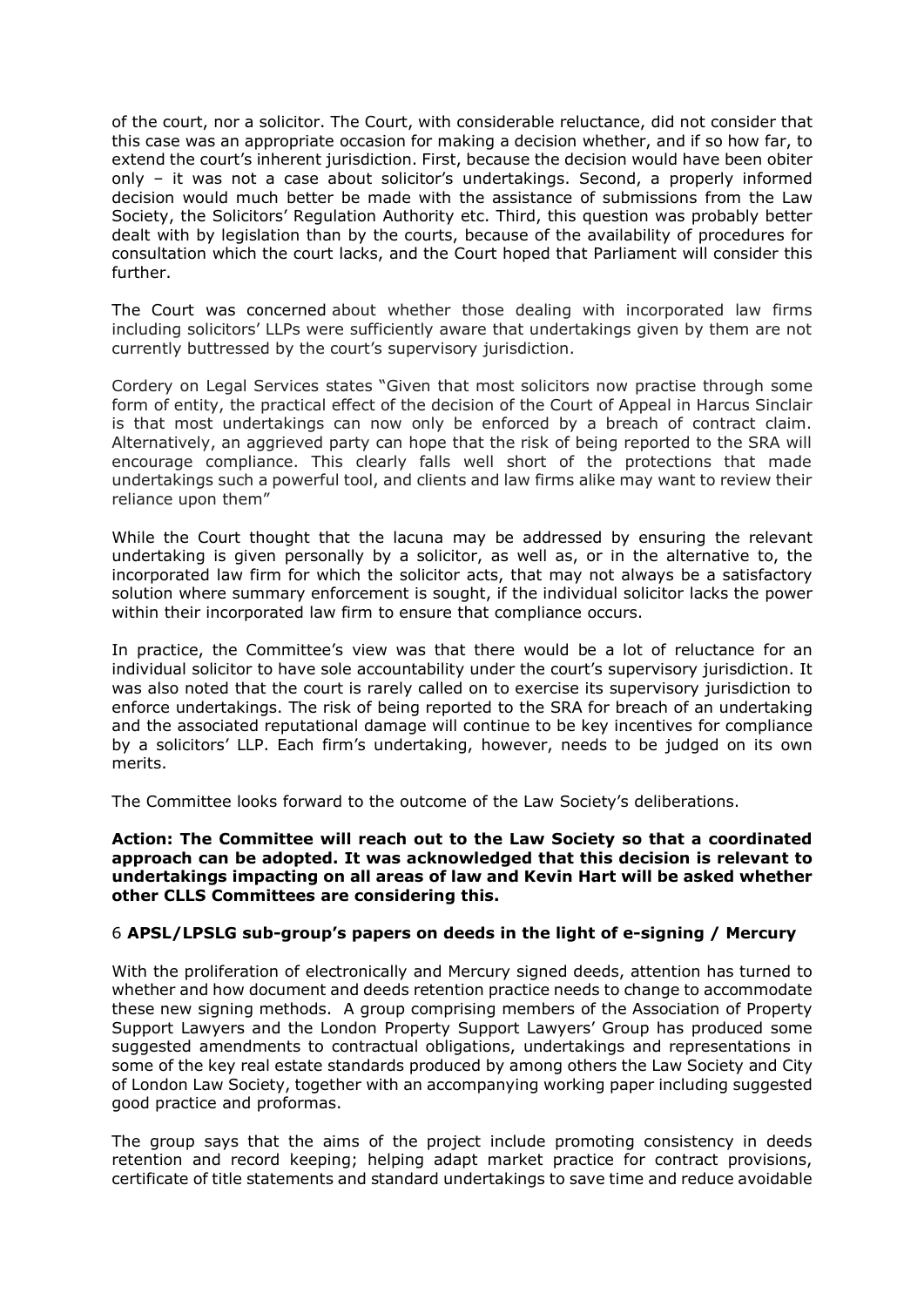of the court, nor a solicitor. The Court, with considerable reluctance, did not consider that this case was an appropriate occasion for making a decision whether, and if so how far, to extend the court's inherent jurisdiction. First, because the decision would have been obiter only – it was not a case about solicitor's undertakings. Second, a properly informed decision would much better be made with the assistance of submissions from the Law Society, the Solicitors' Regulation Authority etc. Third, this question was probably better dealt with by legislation than by the courts, because of the availability of procedures for consultation which the court lacks, and the Court hoped that Parliament will consider this further.

The Court was concerned about whether those dealing with incorporated law firms including solicitors' LLPs were sufficiently aware that undertakings given by them are not currently buttressed by the court's supervisory jurisdiction.

Cordery on Legal Services states "Given that most solicitors now practise through some form of entity, the practical effect of the decision of the Court of Appeal in Harcus Sinclair is that most undertakings can now only be enforced by a breach of contract claim. Alternatively, an aggrieved party can hope that the risk of being reported to the SRA will encourage compliance. This clearly falls well short of the protections that made undertakings such a powerful tool, and clients and law firms alike may want to review their reliance upon them"

While the Court thought that the lacuna may be addressed by ensuring the relevant undertaking is given personally by a solicitor, as well as, or in the alternative to, the incorporated law firm for which the solicitor acts, that may not always be a satisfactory solution where summary enforcement is sought, if the individual solicitor lacks the power within their incorporated law firm to ensure that compliance occurs.

In practice, the Committee's view was that there would be a lot of reluctance for an individual solicitor to have sole accountability under the court's supervisory jurisdiction. It was also noted that the court is rarely called on to exercise its supervisory jurisdiction to enforce undertakings. The risk of being reported to the SRA for breach of an undertaking and the associated reputational damage will continue to be key incentives for compliance by a solicitors' LLP. Each firm's undertaking, however, needs to be judged on its own merits.

The Committee looks forward to the outcome of the Law Society's deliberations.

**Action: The Committee will reach out to the Law Society so that a coordinated approach can be adopted. It was acknowledged that this decision is relevant to undertakings impacting on all areas of law and Kevin Hart will be asked whether other CLLS Committees are considering this.**

### 6 **APSL/LPSLG sub-group's papers on deeds in the light of e-signing / Mercury**

With the proliferation of electronically and Mercury signed deeds, attention has turned to whether and how document and deeds retention practice needs to change to accommodate these new signing methods. A group comprising members of the Association of Property Support Lawyers and the London Property Support Lawyers' Group has produced some suggested amendments to contractual obligations, undertakings and representations in some of the key real estate standards produced by among others the Law Society and City of London Law Society, together with an accompanying working paper including suggested good practice and proformas.

The group says that the aims of the project include promoting consistency in deeds retention and record keeping; helping adapt market practice for contract provisions, certificate of title statements and standard undertakings to save time and reduce avoidable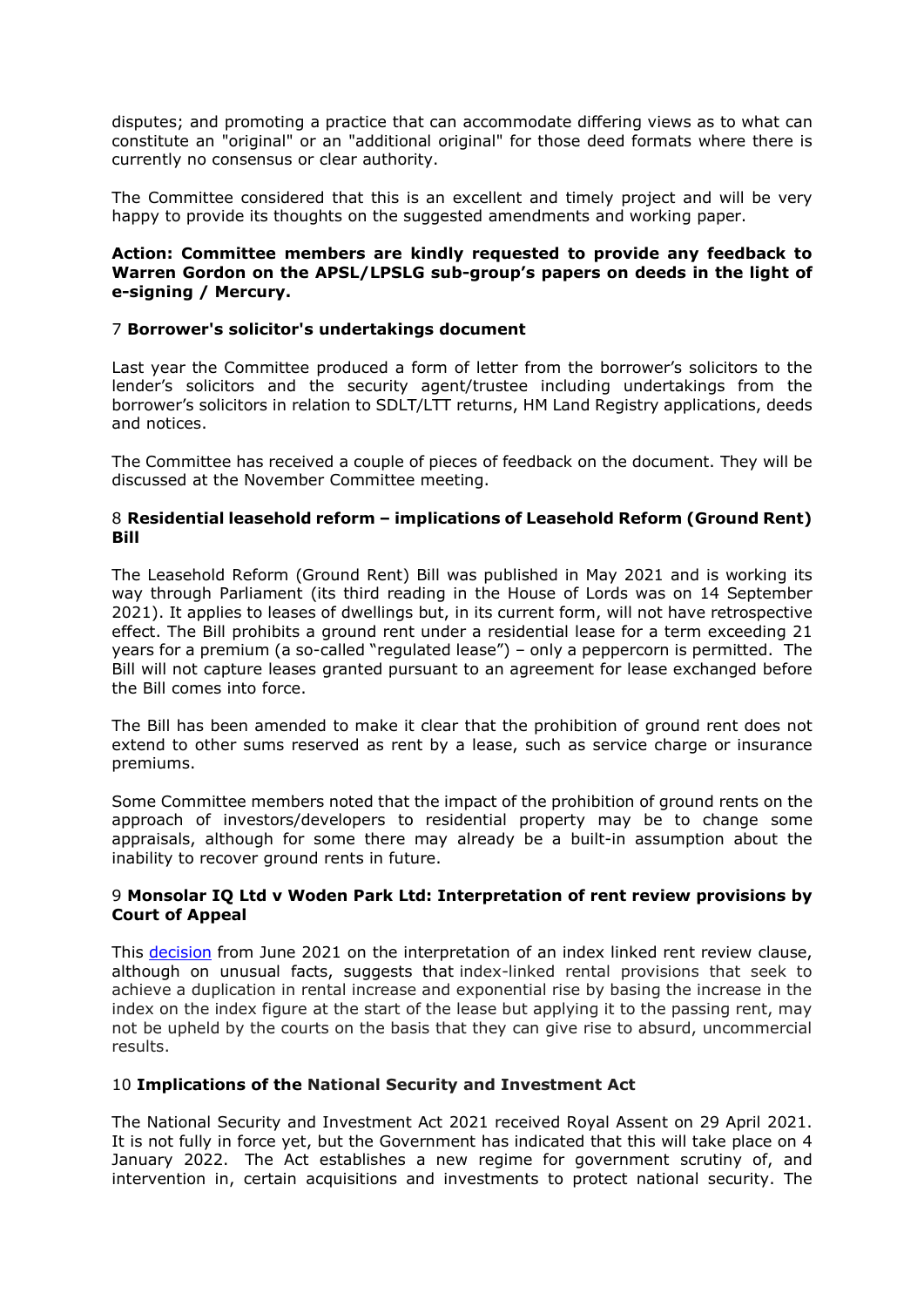disputes; and promoting a practice that can accommodate differing views as to what can constitute an "original" or an "additional original" for those deed formats where there is currently no consensus or clear authority.

The Committee considered that this is an excellent and timely project and will be very happy to provide its thoughts on the suggested amendments and working paper.

**Action: Committee members are kindly requested to provide any feedback to Warren Gordon on the APSL/LPSLG sub-group's papers on deeds in the light of e-signing / Mercury.**

### 7 **Borrower's solicitor's undertakings document**

Last year the Committee produced a form of letter from the borrower's solicitors to the lender's solicitors and the security agent/trustee including undertakings from the borrower's solicitors in relation to SDLT/LTT returns, HM Land Registry applications, deeds and notices.

The Committee has received a couple of pieces of feedback on the document. They will be discussed at the November Committee meeting.

### 8 **Residential leasehold reform – implications of Leasehold Reform (Ground Rent) Bill**

The Leasehold Reform (Ground Rent) Bill was published in May 2021 and is working its way through Parliament (its third reading in the House of Lords was on 14 September 2021). It applies to leases of dwellings but, in its current form, will not have retrospective effect. The Bill prohibits a ground rent under a residential lease for a term exceeding 21 years for a premium (a so-called "regulated lease") – only a peppercorn is permitted. The Bill will not capture leases granted pursuant to an agreement for lease exchanged before the Bill comes into force.

The Bill has been amended to make it clear that the prohibition of ground rent does not extend to other sums reserved as rent by a lease, such as service charge or insurance premiums.

Some Committee members noted that the impact of the prohibition of ground rents on the approach of investors/developers to residential property may be to change some appraisals, although for some there may already be a built-in assumption about the inability to recover ground rents in future.

### 9 **Monsolar IQ Ltd v Woden Park Ltd: Interpretation of rent review provisions by Court of Appeal**

This decision from June 2021 on the interpretation of an index linked rent review clause, although on unusual facts, suggests that index-linked rental provisions that seek to achieve a duplication in rental increase and exponential rise by basing the increase in the index on the index figure at the start of the lease but applying it to the passing rent, may not be upheld by the courts on the basis that they can give rise to absurd, uncommercial results.

### 10 **Implications of the National Security and Investment Act**

The National Security and Investment Act 2021 received Royal Assent on 29 April 2021. It is not fully in force yet, but the Government has indicated that this will take place on 4 January 2022. The Act establishes a new regime for government scrutiny of, and intervention in, certain acquisitions and investments to protect national security. The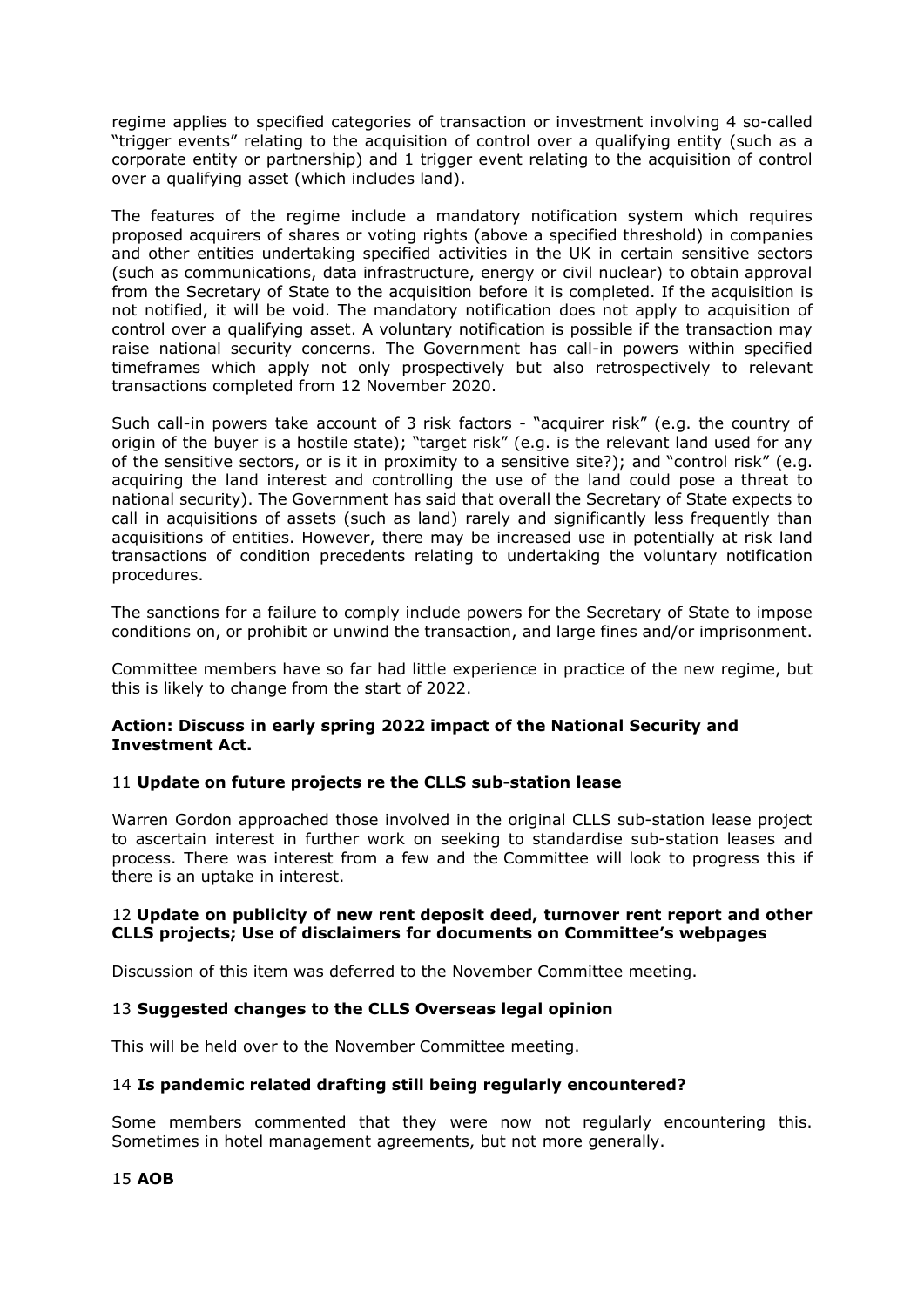regime applies to specified categories of transaction or investment involving 4 so-called "trigger events" relating to the acquisition of control over a qualifying entity (such as a corporate entity or partnership) and 1 trigger event relating to the acquisition of control over a qualifying asset (which includes land).

The features of the regime include a mandatory notification system which requires proposed acquirers of shares or voting rights (above a specified threshold) in companies and other entities undertaking specified activities in the UK in certain sensitive sectors (such as communications, data infrastructure, energy or civil nuclear) to obtain approval from the Secretary of State to the acquisition before it is completed. If the acquisition is not notified, it will be void. The mandatory notification does not apply to acquisition of control over a qualifying asset. A voluntary notification is possible if the transaction may raise national security concerns. The Government has call-in powers within specified timeframes which apply not only prospectively but also retrospectively to relevant transactions completed from 12 November 2020.

Such call-in powers take account of 3 risk factors - "acquirer risk" (e.g. the country of origin of the buyer is a hostile state); "target risk" (e.g. is the relevant land used for any of the sensitive sectors, or is it in proximity to a sensitive site?); and "control risk" (e.g. acquiring the land interest and controlling the use of the land could pose a threat to national security). The Government has said that overall the Secretary of State expects to call in acquisitions of assets (such as land) rarely and significantly less frequently than acquisitions of entities. However, there may be increased use in potentially at risk land transactions of condition precedents relating to undertaking the voluntary notification procedures.

The sanctions for a failure to comply include powers for the Secretary of State to impose conditions on, or prohibit or unwind the transaction, and large fines and/or imprisonment.

Committee members have so far had little experience in practice of the new regime, but this is likely to change from the start of 2022.

**Action: Discuss in early spring 2022 impact of the National Security and Investment Act.**

11 **Update on future projects re the CLLS sub-station lease**

Warren Gordon approached those involved in the original CLLS sub-station lease project to ascertain interest in further work on seeking to standardise sub-station leases and process. There was interest from a few and the Committee will look to progress this if there is an uptake in interest.

12 **Update on publicity of new rent deposit deed, turnover rent report and other CLLS projects; Use of disclaimers for documents on Committee's webpages**

Discussion of this item was deferred to the November Committee meeting.

13 **Suggested changes to the CLLS Overseas legal opinion**

This will be held over to the November Committee meeting.

14 **Is pandemic related drafting still being regularly encountered?**

Some members commented that they were now not regularly encountering this. Sometimes in hotel management agreements, but not more generally.

15 **AOB**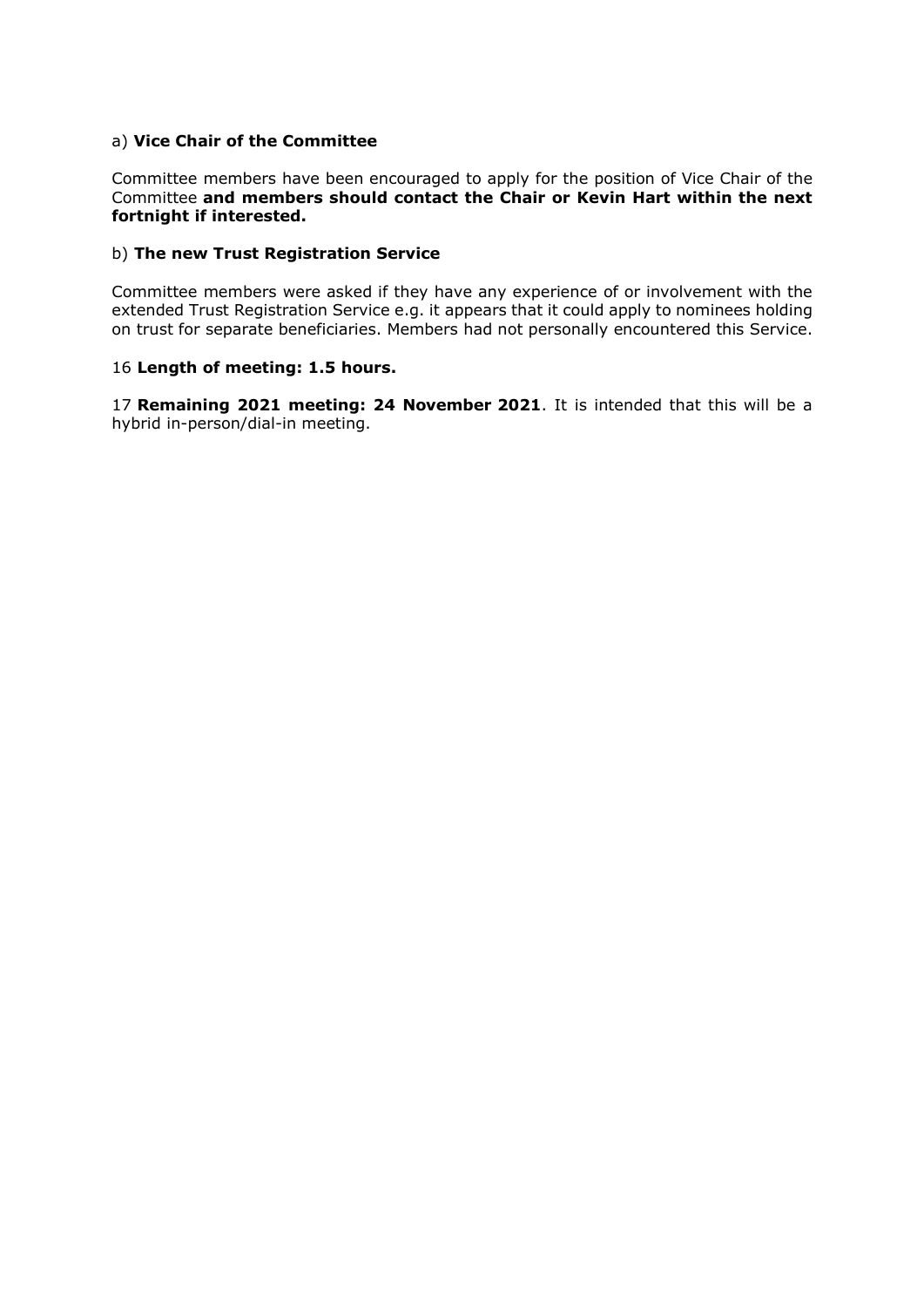a) **Vice Chair of the Committee**

Committee members have been encouraged to apply for the position of Vice Chair of the Committee **and members should contact the Chair or Kevin Hart within the next fortnight if interested.**

b) **The new Trust Registration Service**

Committee members were asked if they have any experience of or involvement with the extended Trust Registration Service e.g. it appears that it could apply to nominees holding on trust for separate beneficiaries. Members had not personally encountered this Service.

16 **Length of meeting: 1.5 hours.**

17 **Remaining 2021 meeting: 24 November 2021**. It is intended that this will be a hybrid in-person/dial-in meeting.